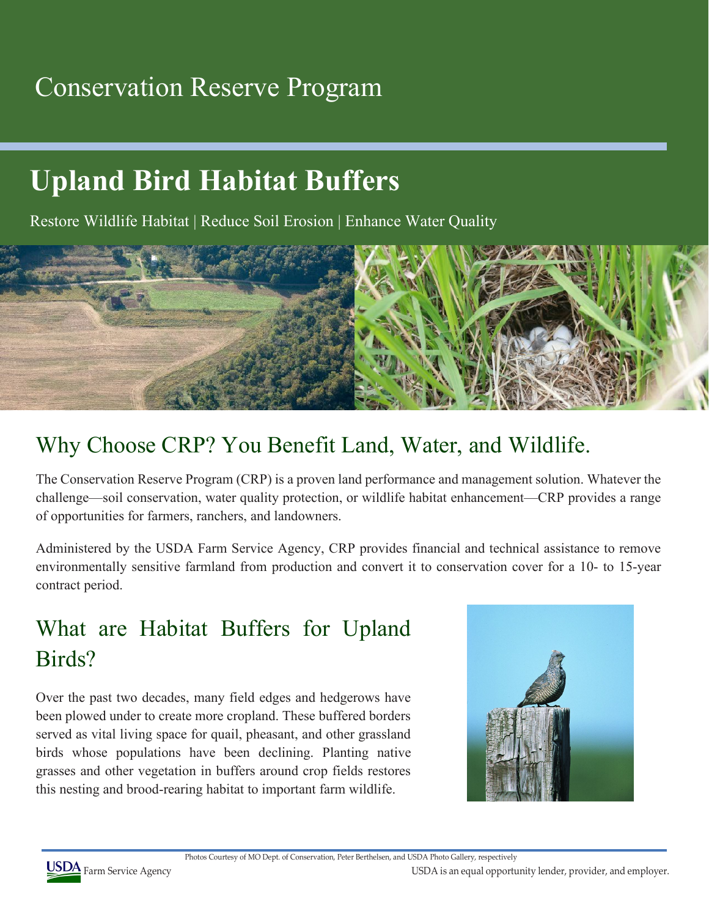Conservation Reserve Program

# Upland Bird Habitat Buffers

Restore Wildlife Habitat | Reduce Soil Erosion | Enhance Water Quality

## Why Choose CRP? You Benefit Land, Water, and Wildlife.

The Conservation Reserve Program (CRP) is a proven land performance and management solution. Whatever the challenge—soil conservation, water quality protection, or wildlife habitat enhancement—CRP provides a range of opportunities for farmers, ranchers, and landowners.

Administered by the USDA Farm Service Agency, CRP provides financial and technical assistance to remove environmentally sensitive farmland from production and convert it to conservation cover for a 10- to 15-year contract period.

## What are Habitat Buffers for Upland Birds?

Over the past two decades, many field edges and hedgerows have been plowed under to create more cropland. These buffered borders served as vital living space for quail, pheasant, and other grassland birds whose populations have been declining. Planting native grasses and other vegetation in buffers around crop fields restores this nesting and brood-rearing habitat to important farm wildlife.

Photos Courtesy of MO Dept. of Conservation, Peter Berthelsen, and USDA Photo Gallery, respectively

USDA Farm Service Agency

USDA is an equal opportunity lender, provider, and employer.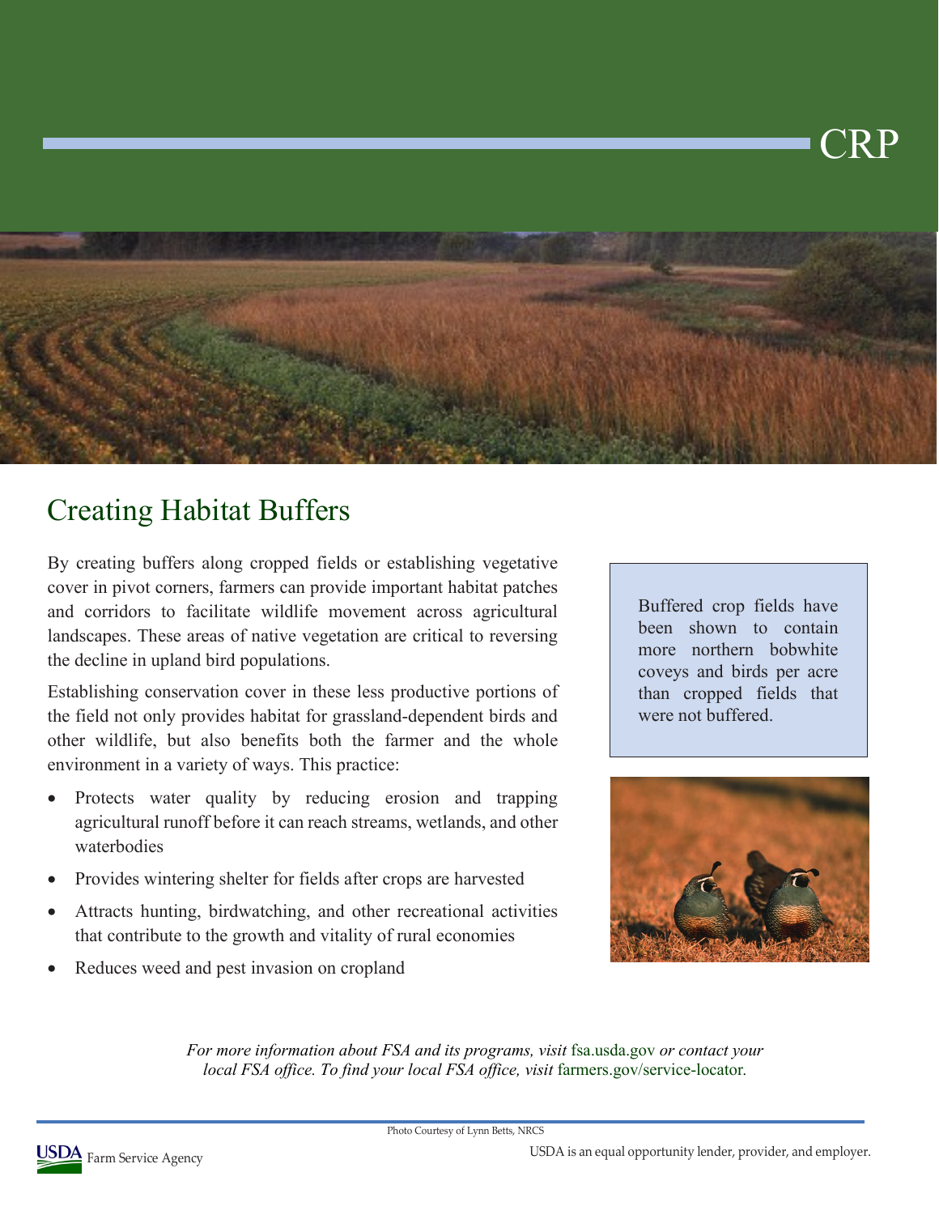CRP

## Creating Habitat Buffers

By creating buffers along cropped fields or establishing vegetative cover in pivot corners, farmers can provide important habitat patches and corridors to facilitate wildlife movement across agricultural landscapes. These areas of native vegetation are critical to reversing the decline in upland bird populations.

Establishing conservation cover in these less productive portions of the field not only provides habitat for grassland-dependent birds and other wildlife, but also benefits both the farmer and the whole environment in a variety of ways. This practice:

- Protects water quality by reducing erosion and trapping agricultural runoff before it can reach streams, wetlands, and other waterbodies
- Provides wintering shelter for fields after crops are harvested
- Attracts hunting, birdwatching, and other recreational activities that contribute to the growth and vitality of rural economies
- Reduces weed and pest invasion on cropland

Buffered crop fields have been shown to contain more northern bobwhite coveys and birds per acre than cropped fields that were not buffered.

*For more information about FSA and its programs, visit* fsa.usda.gov *or contact your local FSA office. To find your local FSA office, visit* farmers.gov/service-locator.

Photo Courtesy of Lynn Betts, NRCS

USDA Farm Service Agency

USDA is an equal opportunity lender, provider, and employer.